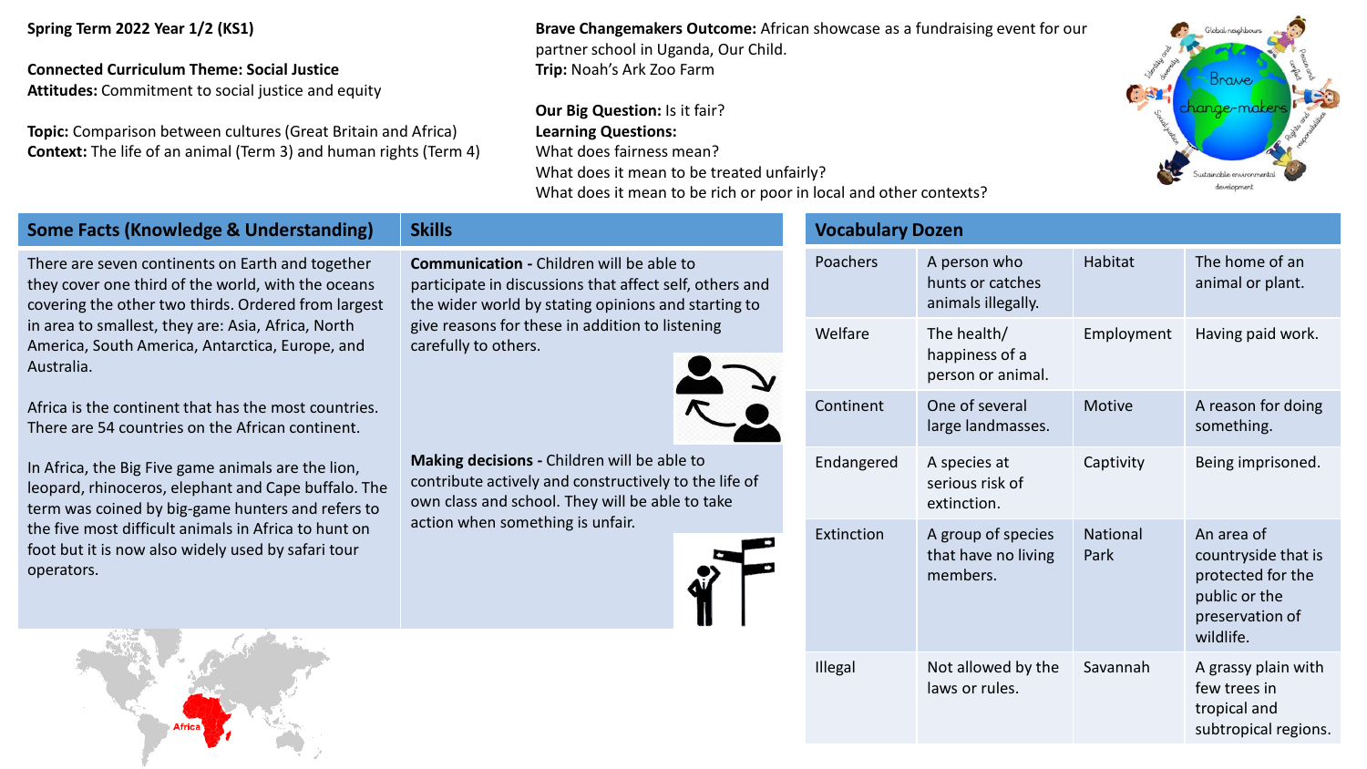**Spring Term 2022 Year 1/2 (KS1)**

**Connected Curriculum Theme: Social Justice**
**Attitudes:** Commitment to social justice and equity

**Topic:** Comparison between cultures (Great Britain and Africa)
**Context:** The life of an animal (Term 3) and human rights (Term 4)

**Brave Changemakers Outcome:** African showcase as a fundraising event for our partner school in Uganda, Our Child.
**Trip:** Noah's Ark Zoo Farm

**Our Big Question:** Is it fair?
**Learning Questions:**
What does fairness mean?
What does it mean to be treated unfairly?
What does it mean to be rich or poor in local and other contexts?

## Some Facts (Knowledge & Understanding)

There are seven continents on Earth and together they cover one third of the world, with the oceans covering the other two thirds. Ordered from largest in area to smallest, they are: Asia, Africa, North America, South America, Antarctica, Europe, and Australia.

Africa is the continent that has the most countries. There are 54 countries on the African continent.

In Africa, the Big Five game animals are the lion, leopard, rhinoceros, elephant and Cape buffalo. The term was coined by big-game hunters and refers to the five most difficult animals in Africa to hunt on foot but it is now also widely used by safari tour operators.

## Skills

**Communication -** Children will be able to participate in discussions that affect self, others and the wider world by stating opinions and starting to give reasons for these in addition to listening carefully to others.

**Making decisions -** Children will be able to contribute actively and constructively to the life of own class and school. They will be able to take action when something is unfair.

## Vocabulary Dozen

| | | | |
|---|---|---|---|
| Poachers | A person who hunts or catches animals illegally. | Habitat | The home of an animal or plant. |
| Welfare | The health/ happiness of a person or animal. | Employment | Having paid work. |
| Continent | One of several large landmasses. | Motive | A reason for doing something. |
| Endangered | A species at serious risk of extinction. | Captivity | Being imprisoned. |
| Extinction | A group of species that have no living members. | National Park | An area of countryside that is protected for the public or the preservation of wildlife. |
| Illegal | Not allowed by the laws or rules. | Savannah | A grassy plain with few trees in tropical and subtropical regions. |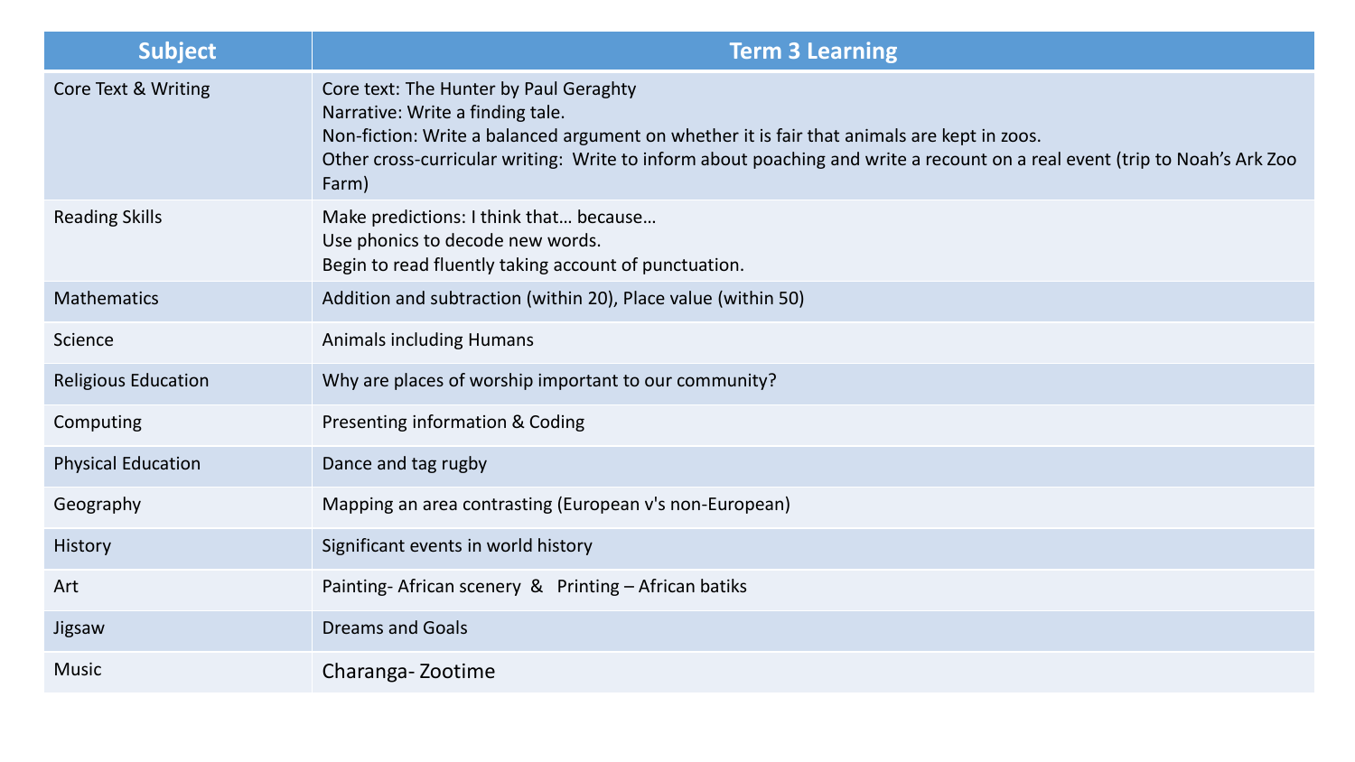| Subject | Term 3 Learning |
|---|---|
| Core Text & Writing | Core text: The Hunter by Paul Geraghty<br>Narrative: Write a finding tale.<br>Non-fiction: Write a balanced argument on whether it is fair that animals are kept in zoos.<br>Other cross-curricular writing: Write to inform about poaching and write a recount on a real event (trip to Noah's Ark Zoo Farm) |
| Reading Skills | Make predictions: I think that… because…<br>Use phonics to decode new words.<br>Begin to read fluently taking account of punctuation. |
| Mathematics | Addition and subtraction (within 20), Place value (within 50) |
| Science | Animals including Humans |
| Religious Education | Why are places of worship important to our community? |
| Computing | Presenting information & Coding |
| Physical Education | Dance and tag rugby |
| Geography | Mapping an area contrasting (European v's non-European) |
| History | Significant events in world history |
| Art | Painting- African scenery & Printing – African batiks |
| Jigsaw | Dreams and Goals |
| Music | Charanga- Zootime |